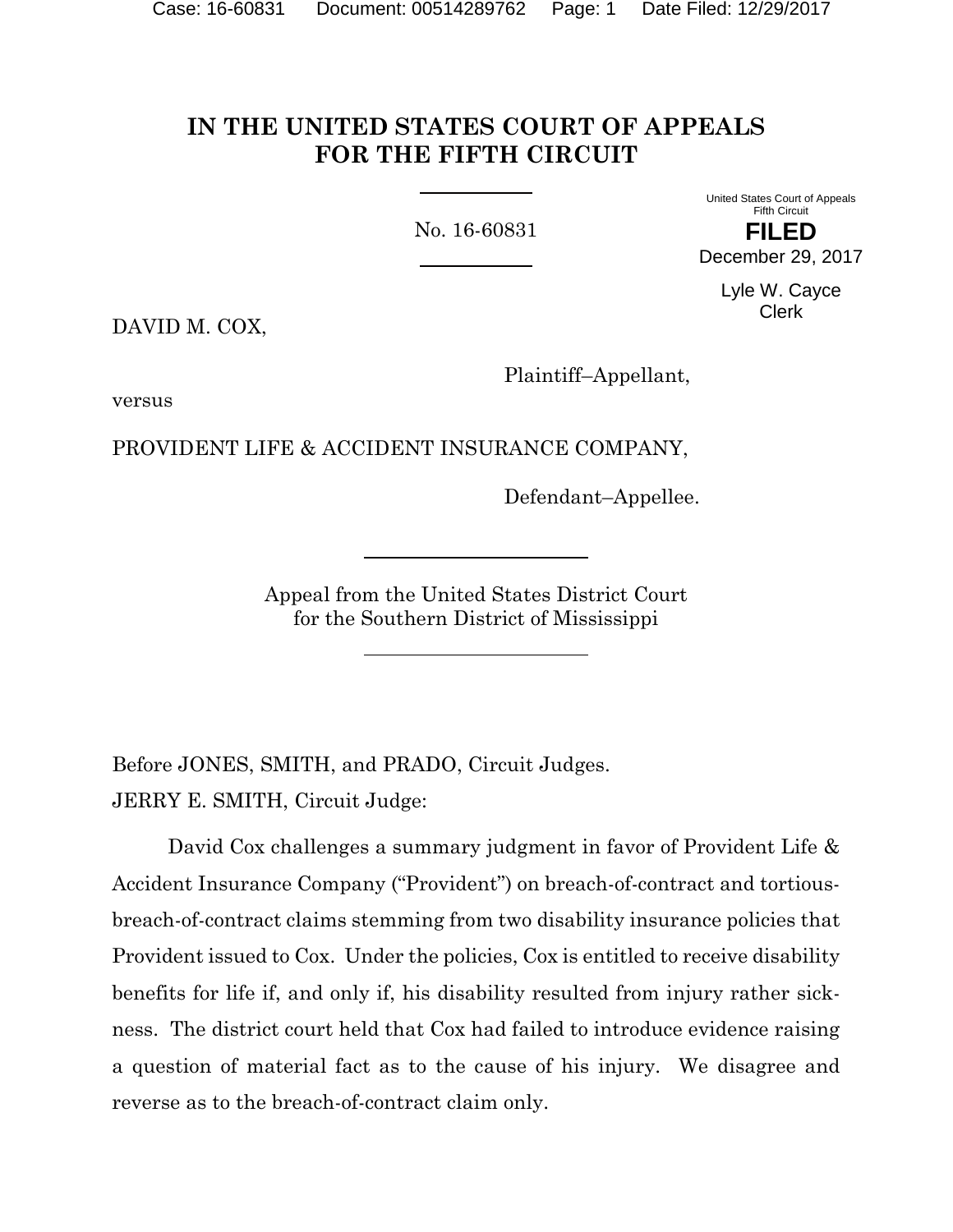# IN THE UNITED STATES COURT OF APPEALS FOR THE FIFTH CIRCUIT

No. 16-60831

United States Court of Appeals
Fifth Circuit
**FILED**
December 29, 2017

Lyle W. Cayce
Clerk

DAVID M. COX,

Plaintiff–Appellant,

versus

PROVIDENT LIFE & ACCIDENT INSURANCE COMPANY,

Defendant–Appellee.

Appeal from the United States District Court
for the Southern District of Mississippi

Before JONES, SMITH, and PRADO, Circuit Judges.

JERRY E. SMITH, Circuit Judge:

David Cox challenges a summary judgment in favor of Provident Life & Accident Insurance Company ("Provident") on breach-of-contract and tortious-breach-of-contract claims stemming from two disability insurance policies that Provident issued to Cox. Under the policies, Cox is entitled to receive disability benefits for life if, and only if, his disability resulted from injury rather sickness. The district court held that Cox had failed to introduce evidence raising a question of material fact as to the cause of his injury. We disagree and reverse as to the breach-of-contract claim only.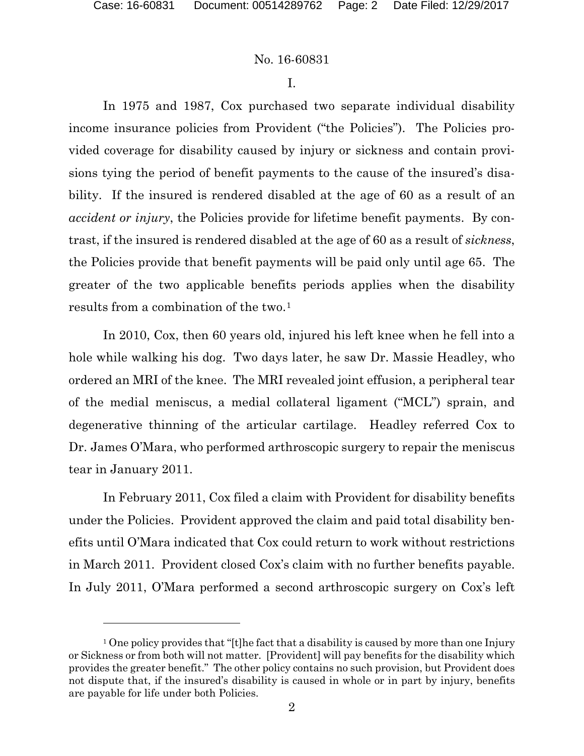# I.

In 1975 and 1987, Cox purchased two separate individual disability income insurance policies from Provident ("the Policies"). The Policies provided coverage for disability caused by injury or sickness and contain provisions tying the period of benefit payments to the cause of the insured's disability. If the insured is rendered disabled at the age of 60 as a result of an *accident or injury*, the Policies provide for lifetime benefit payments. By contrast, if the insured is rendered disabled at the age of 60 as a result of *sickness*, the Policies provide that benefit payments will be paid only until age 65. The greater of the two applicable benefits periods applies when the disability results from a combination of the two.[1]

In 2010, Cox, then 60 years old, injured his left knee when he fell into a hole while walking his dog. Two days later, he saw Dr. Massie Headley, who ordered an MRI of the knee. The MRI revealed joint effusion, a peripheral tear of the medial meniscus, a medial collateral ligament ("MCL") sprain, and degenerative thinning of the articular cartilage. Headley referred Cox to Dr. James O'Mara, who performed arthroscopic surgery to repair the meniscus tear in January 2011.

In February 2011, Cox filed a claim with Provident for disability benefits under the Policies. Provident approved the claim and paid total disability benefits until O'Mara indicated that Cox could return to work without restrictions in March 2011. Provident closed Cox's claim with no further benefits payable. In July 2011, O'Mara performed a second arthroscopic surgery on Cox's left

---

[1] One policy provides that "[t]he fact that a disability is caused by more than one Injury or Sickness or from both will not matter. [Provident] will pay benefits for the disability which provides the greater benefit." The other policy contains no such provision, but Provident does not dispute that, if the insured's disability is caused in whole or in part by injury, benefits are payable for life under both Policies.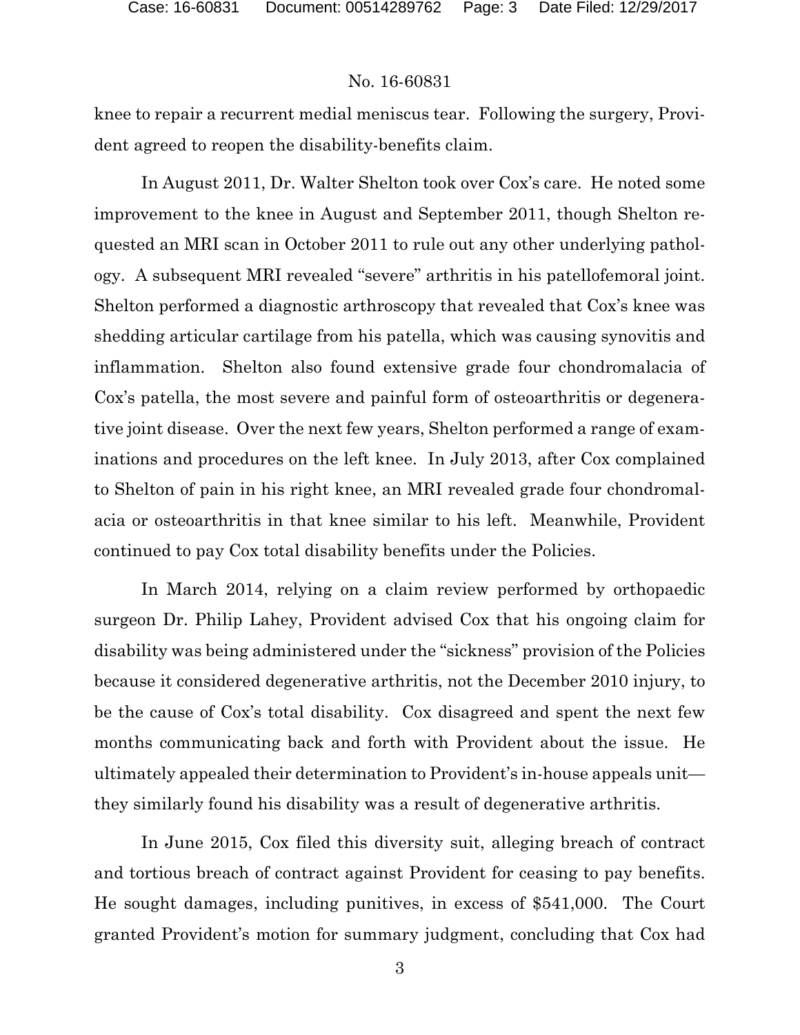knee to repair a recurrent medial meniscus tear. Following the surgery, Provident agreed to reopen the disability-benefits claim.

In August 2011, Dr. Walter Shelton took over Cox's care. He noted some improvement to the knee in August and September 2011, though Shelton requested an MRI scan in October 2011 to rule out any other underlying pathology. A subsequent MRI revealed "severe" arthritis in his patellofemoral joint. Shelton performed a diagnostic arthroscopy that revealed that Cox's knee was shedding articular cartilage from his patella, which was causing synovitis and inflammation. Shelton also found extensive grade four chondromalacia of Cox's patella, the most severe and painful form of osteoarthritis or degenerative joint disease. Over the next few years, Shelton performed a range of examinations and procedures on the left knee. In July 2013, after Cox complained to Shelton of pain in his right knee, an MRI revealed grade four chondromalacia or osteoarthritis in that knee similar to his left. Meanwhile, Provident continued to pay Cox total disability benefits under the Policies.

In March 2014, relying on a claim review performed by orthopaedic surgeon Dr. Philip Lahey, Provident advised Cox that his ongoing claim for disability was being administered under the "sickness" provision of the Policies because it considered degenerative arthritis, not the December 2010 injury, to be the cause of Cox's total disability. Cox disagreed and spent the next few months communicating back and forth with Provident about the issue. He ultimately appealed their determination to Provident's in-house appeals unit—they similarly found his disability was a result of degenerative arthritis.

In June 2015, Cox filed this diversity suit, alleging breach of contract and tortious breach of contract against Provident for ceasing to pay benefits. He sought damages, including punitives, in excess of $541,000. The Court granted Provident's motion for summary judgment, concluding that Cox had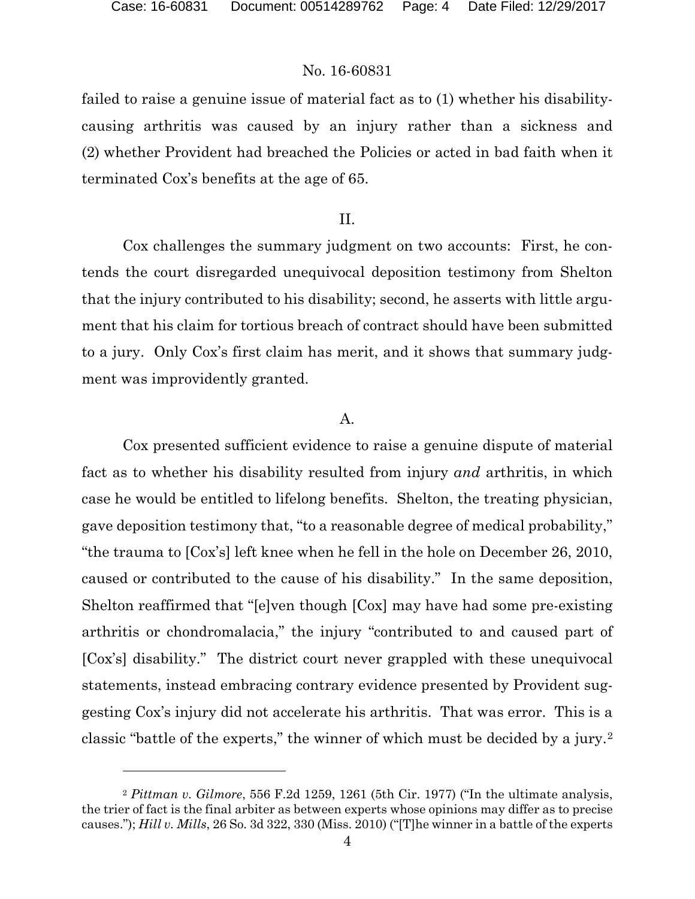failed to raise a genuine issue of material fact as to (1) whether his disability-causing arthritis was caused by an injury rather than a sickness and (2) whether Provident had breached the Policies or acted in bad faith when it terminated Cox's benefits at the age of 65.

## II.

Cox challenges the summary judgment on two accounts: First, he contends the court disregarded unequivocal deposition testimony from Shelton that the injury contributed to his disability; second, he asserts with little argument that his claim for tortious breach of contract should have been submitted to a jury. Only Cox's first claim has merit, and it shows that summary judgment was improvidently granted.

### A.

Cox presented sufficient evidence to raise a genuine dispute of material fact as to whether his disability resulted from injury *and* arthritis, in which case he would be entitled to lifelong benefits. Shelton, the treating physician, gave deposition testimony that, "to a reasonable degree of medical probability," "the trauma to [Cox's] left knee when he fell in the hole on December 26, 2010, caused or contributed to the cause of his disability." In the same deposition, Shelton reaffirmed that "[e]ven though [Cox] may have had some pre-existing arthritis or chondromalacia," the injury "contributed to and caused part of [Cox's] disability." The district court never grappled with these unequivocal statements, instead embracing contrary evidence presented by Provident suggesting Cox's injury did not accelerate his arthritis. That was error. This is a classic "battle of the experts," the winner of which must be decided by a jury.[2]

[2] *Pittman v. Gilmore*, 556 F.2d 1259, 1261 (5th Cir. 1977) ("In the ultimate analysis, the trier of fact is the final arbiter as between experts whose opinions may differ as to precise causes."); *Hill v. Mills*, 26 So. 3d 322, 330 (Miss. 2010) ("[T]he winner in a battle of the experts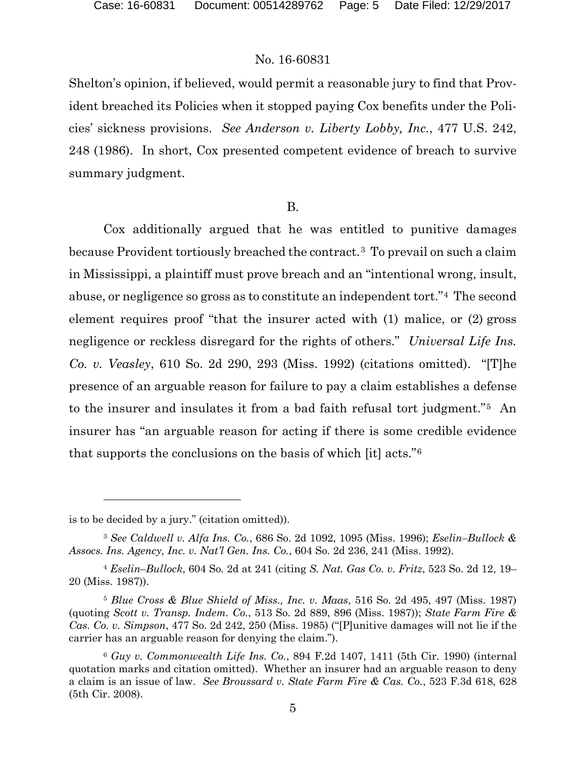Shelton's opinion, if believed, would permit a reasonable jury to find that Provident breached its Policies when it stopped paying Cox benefits under the Policies' sickness provisions. *See Anderson v. Liberty Lobby, Inc.*, 477 U.S. 242, 248 (1986). In short, Cox presented competent evidence of breach to survive summary judgment.

B.

Cox additionally argued that he was entitled to punitive damages because Provident tortiously breached the contract.[3] To prevail on such a claim in Mississippi, a plaintiff must prove breach and an "intentional wrong, insult, abuse, or negligence so gross as to constitute an independent tort."[4] The second element requires proof "that the insurer acted with (1) malice, or (2) gross negligence or reckless disregard for the rights of others." *Universal Life Ins. Co. v. Veasley*, 610 So. 2d 290, 293 (Miss. 1992) (citations omitted). "[T]he presence of an arguable reason for failure to pay a claim establishes a defense to the insurer and insulates it from a bad faith refusal tort judgment."[5] An insurer has "an arguable reason for acting if there is some credible evidence that supports the conclusions on the basis of which [it] acts."[6]

---

is to be decided by a jury." (citation omitted)).

[3] *See Caldwell v. Alfa Ins. Co.*, 686 So. 2d 1092, 1095 (Miss. 1996); *Eselin–Bullock & Assocs. Ins. Agency, Inc. v. Nat'l Gen. Ins. Co.*, 604 So. 2d 236, 241 (Miss. 1992).

[4] *Eselin–Bullock*, 604 So. 2d at 241 (citing *S. Nat. Gas Co. v. Fritz*, 523 So. 2d 12, 19–20 (Miss. 1987)).

[5] *Blue Cross & Blue Shield of Miss., Inc. v. Maas*, 516 So. 2d 495, 497 (Miss. 1987) (quoting *Scott v. Transp. Indem. Co.*, 513 So. 2d 889, 896 (Miss. 1987)); *State Farm Fire & Cas. Co. v. Simpson*, 477 So. 2d 242, 250 (Miss. 1985) ("[P]unitive damages will not lie if the carrier has an arguable reason for denying the claim.").

[6] *Guy v. Commonwealth Life Ins. Co.*, 894 F.2d 1407, 1411 (5th Cir. 1990) (internal quotation marks and citation omitted). Whether an insurer had an arguable reason to deny a claim is an issue of law. *See Broussard v. State Farm Fire & Cas. Co.*, 523 F.3d 618, 628 (5th Cir. 2008).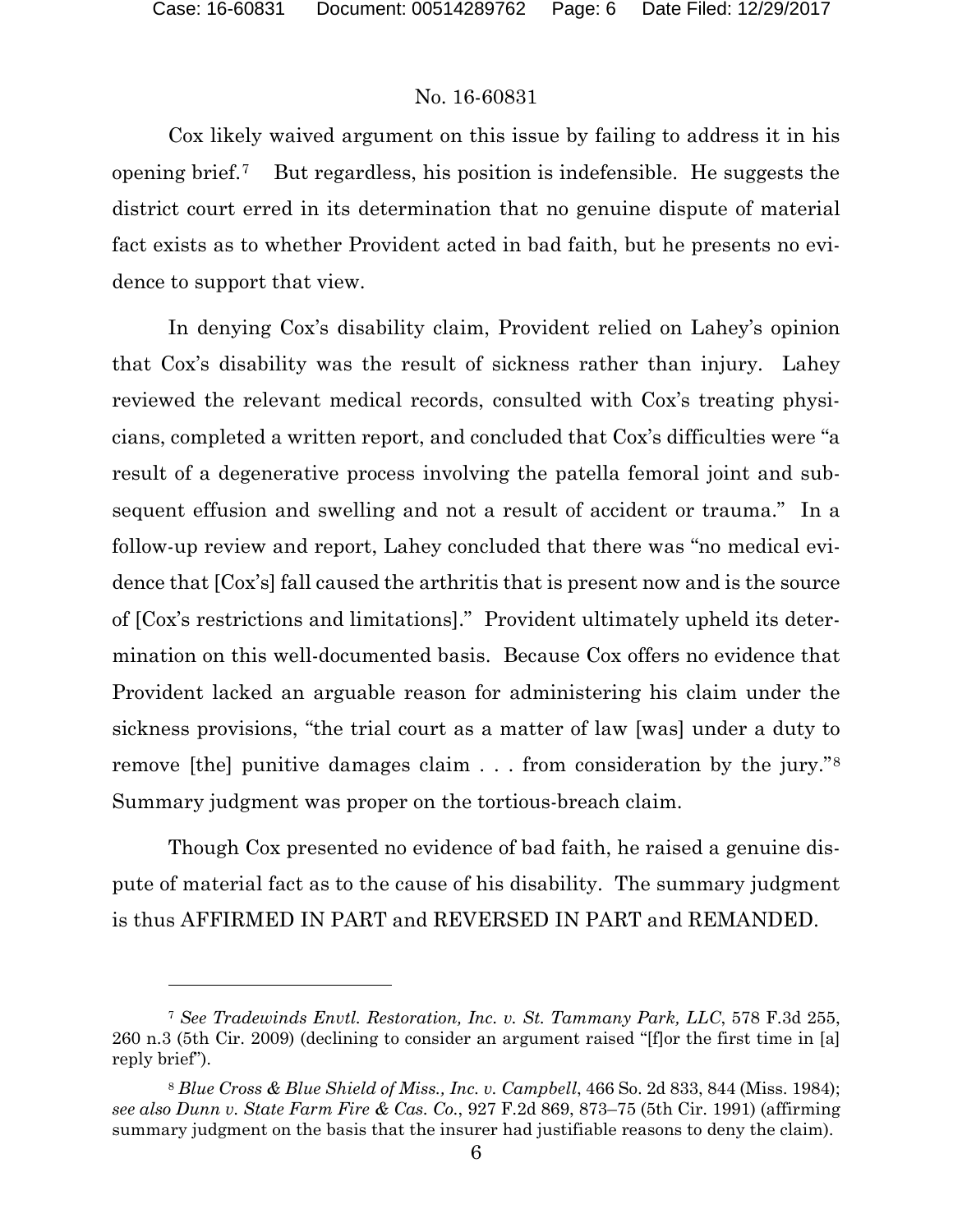Cox likely waived argument on this issue by failing to address it in his opening brief.[7] But regardless, his position is indefensible. He suggests the district court erred in its determination that no genuine dispute of material fact exists as to whether Provident acted in bad faith, but he presents no evidence to support that view.

In denying Cox's disability claim, Provident relied on Lahey's opinion that Cox's disability was the result of sickness rather than injury. Lahey reviewed the relevant medical records, consulted with Cox's treating physicians, completed a written report, and concluded that Cox's difficulties were "a result of a degenerative process involving the patella femoral joint and subsequent effusion and swelling and not a result of accident or trauma." In a follow-up review and report, Lahey concluded that there was "no medical evidence that [Cox's] fall caused the arthritis that is present now and is the source of [Cox's restrictions and limitations]." Provident ultimately upheld its determination on this well-documented basis. Because Cox offers no evidence that Provident lacked an arguable reason for administering his claim under the sickness provisions, "the trial court as a matter of law [was] under a duty to remove [the] punitive damages claim . . . from consideration by the jury."[8] Summary judgment was proper on the tortious-breach claim.

Though Cox presented no evidence of bad faith, he raised a genuine dispute of material fact as to the cause of his disability. The summary judgment is thus AFFIRMED IN PART and REVERSED IN PART and REMANDED.

---

[7] *See Tradewinds Envtl. Restoration, Inc. v. St. Tammany Park, LLC*, 578 F.3d 255, 260 n.3 (5th Cir. 2009) (declining to consider an argument raised "[f]or the first time in [a] reply brief").

[8] *Blue Cross & Blue Shield of Miss., Inc. v. Campbell*, 466 So. 2d 833, 844 (Miss. 1984); *see also Dunn v. State Farm Fire & Cas. Co.*, 927 F.2d 869, 873–75 (5th Cir. 1991) (affirming summary judgment on the basis that the insurer had justifiable reasons to deny the claim).